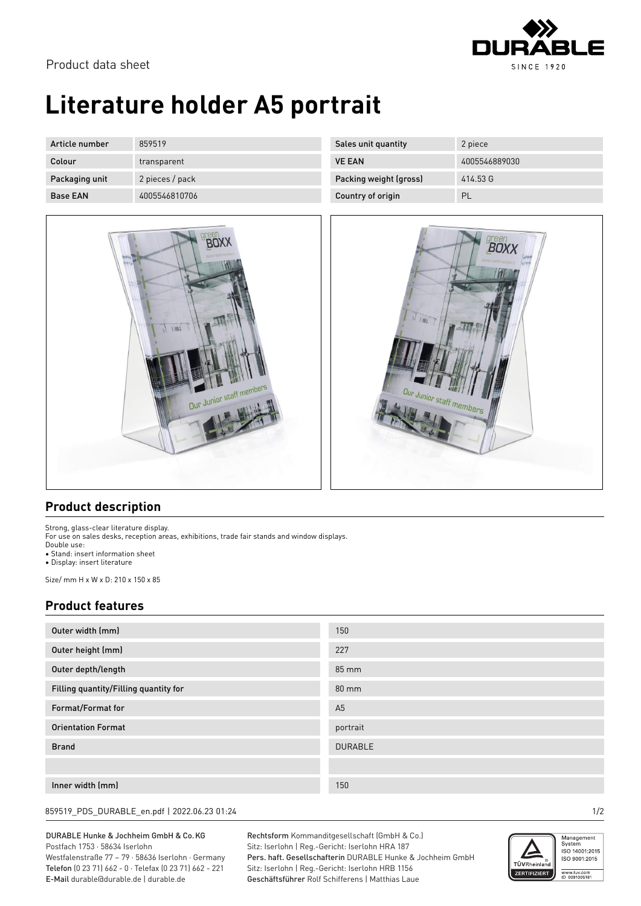Product data sheet

# Literature holder A5 portrait

| Article number | 859519 | Sales unit quantity | 2 piece |
| --- | --- | --- | --- |
| Colour | transparent | VE EAN | 4005546889030 |
| Packaging unit | 2 pieces / pack | Packing weight (gross) | 414.53 G |
| Base EAN | 4005546810706 | Country of origin | PL |

## Product description

Strong, glass-clear literature display.
For use on sales desks, reception areas, exhibitions, trade fair stands and window displays.
Double use:

- Stand: insert information sheet
- Display: insert literature

Size/ mm H x W x D: 210 x 150 x 85

## Product features

| Feature | Value |
| --- | --- |
| Outer width (mm) | 150 |
| Outer height (mm) | 227 |
| Outer depth/length | 85 mm |
| Filling quantity/Filling quantity for | 80 mm |
| Format/Format for | A5 |
| Orientation Format | portrait |
| Brand | DURABLE |
| | |
| Inner width (mm) | 150 |

859519_PDS_DURABLE_en.pdf | 2022.06.23 01:24

DURABLE Hunke & Jochheim GmbH & Co. KG
Postfach 1753 · 58634 Iserlohn
Westfalenstraße 77 – 79 · 58636 Iserlohn · Germany
Telefon (0 23 71) 662 - 0 · Telefax (0 23 71) 662 - 221
E-Mail durable@durable.de | durable.de

Rechtsform Kommanditgesellschaft (GmbH & Co.)
Sitz: Iserlohn | Reg.-Gericht: Iserlohn HRA 187
Pers. haft. Gesellschafterin DURABLE Hunke & Jochheim GmbH
Sitz: Iserlohn | Reg.-Gericht: Iserlohn HRB 1156
Geschäftsführer Rolf Schifferens | Matthias Laue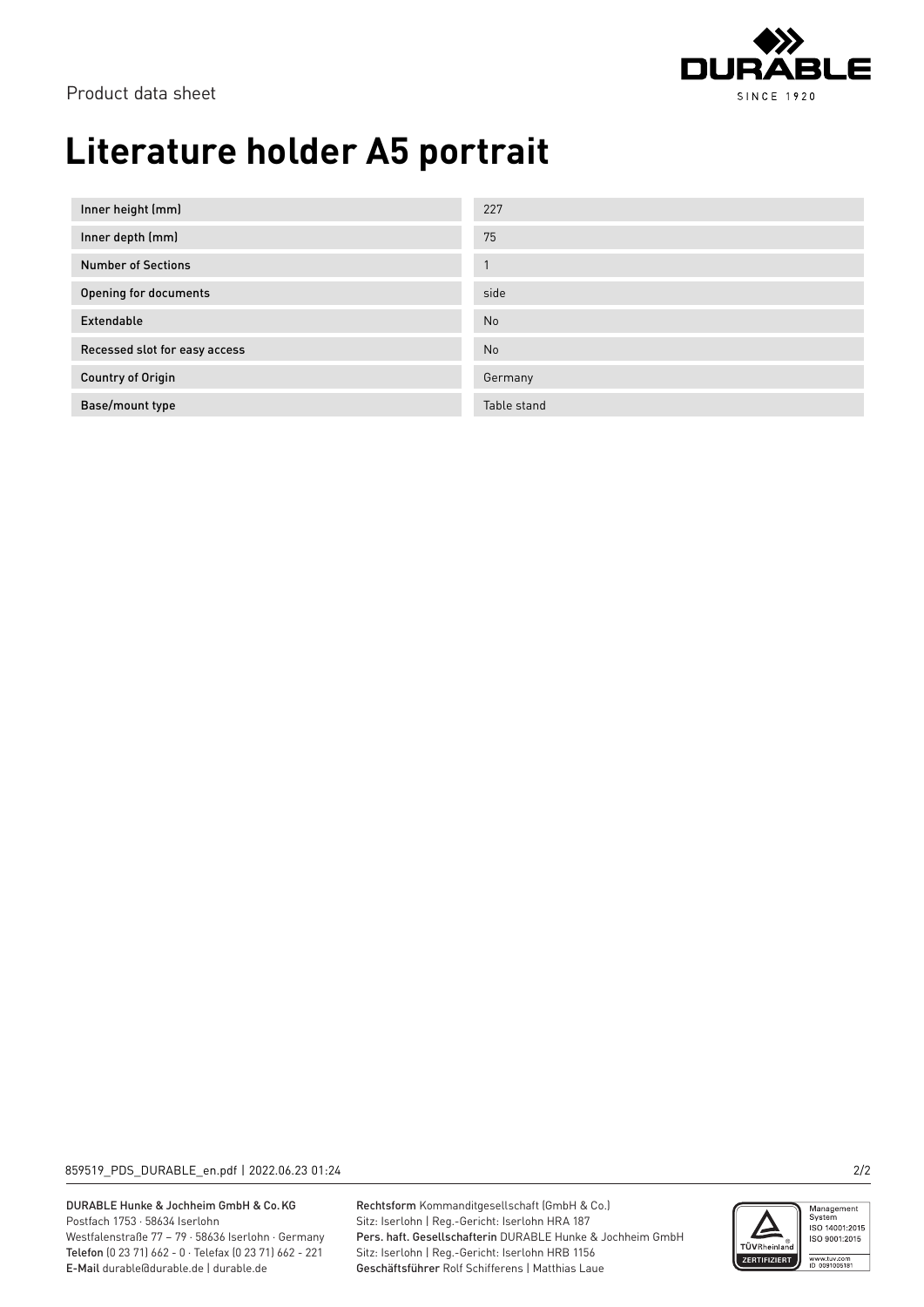# Literature holder A5 portrait

| | |
|---|---|
| Inner height (mm) | 227 |
| Inner depth (mm) | 75 |
| Number of Sections | 1 |
| Opening for documents | side |
| Extendable | No |
| Recessed slot for easy access | No |
| Country of Origin | Germany |
| Base/mount type | Table stand |